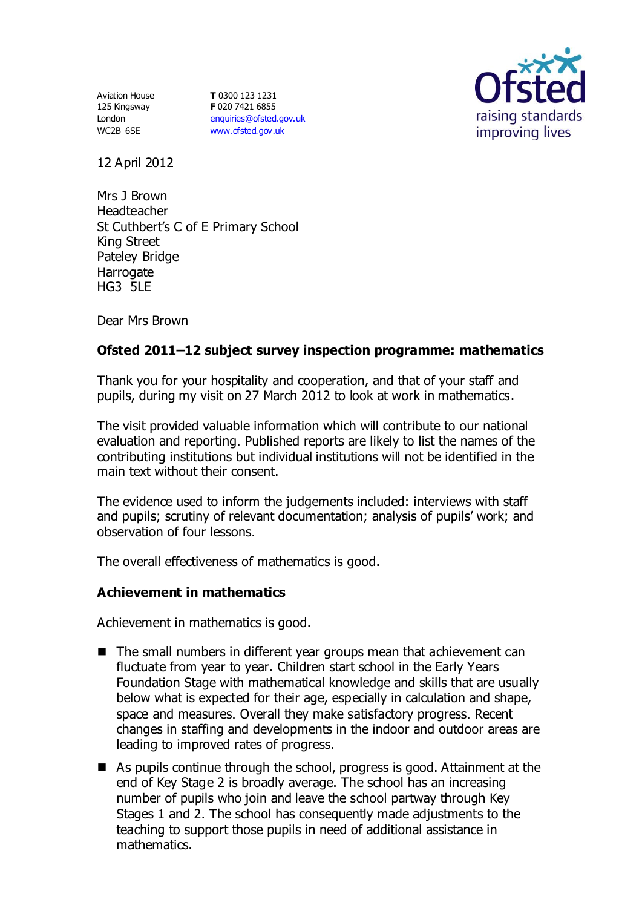Aviation House
125 Kingsway
London
WC2B 6SE

**T** 0300 123 1231
**F** 020 7421 6855
enquiries@ofsted.gov.uk
www.ofsted.gov.uk

12 April 2012

Mrs J Brown
Headteacher
St Cuthbert's C of E Primary School
King Street
Pateley Bridge
Harrogate
HG3 5LE

Dear Mrs Brown

**Ofsted 2011–12 subject survey inspection programme: mathematics**

Thank you for your hospitality and cooperation, and that of your staff and pupils, during my visit on 27 March 2012 to look at work in mathematics.

The visit provided valuable information which will contribute to our national evaluation and reporting. Published reports are likely to list the names of the contributing institutions but individual institutions will not be identified in the main text without their consent.

The evidence used to inform the judgements included: interviews with staff and pupils; scrutiny of relevant documentation; analysis of pupils' work; and observation of four lessons.

The overall effectiveness of mathematics is good.

## Achievement in mathematics

Achievement in mathematics is good.

- The small numbers in different year groups mean that achievement can fluctuate from year to year. Children start school in the Early Years Foundation Stage with mathematical knowledge and skills that are usually below what is expected for their age, especially in calculation and shape, space and measures. Overall they make satisfactory progress. Recent changes in staffing and developments in the indoor and outdoor areas are leading to improved rates of progress.
- As pupils continue through the school, progress is good. Attainment at the end of Key Stage 2 is broadly average. The school has an increasing number of pupils who join and leave the school partway through Key Stages 1 and 2. The school has consequently made adjustments to the teaching to support those pupils in need of additional assistance in mathematics.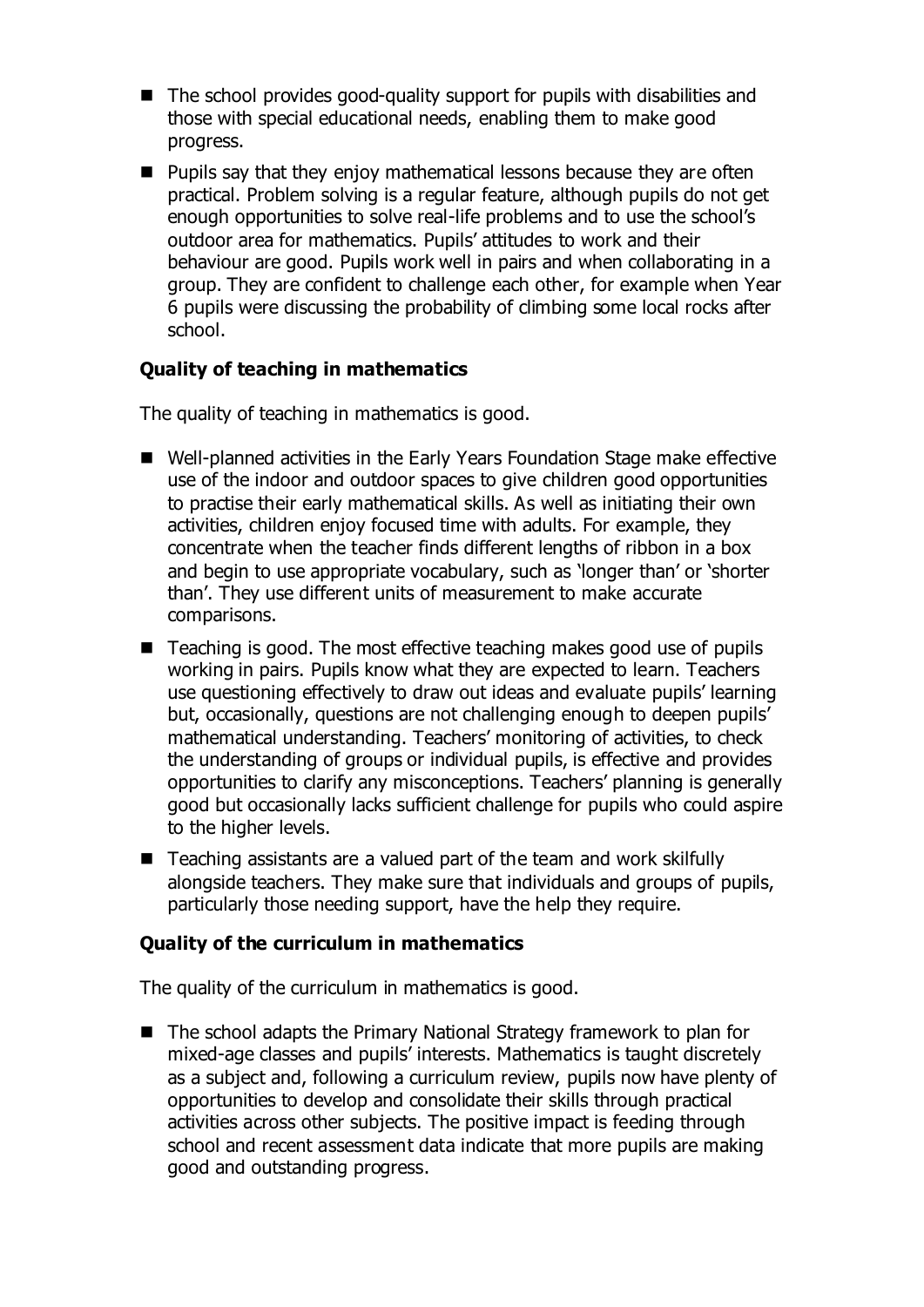- The school provides good-quality support for pupils with disabilities and those with special educational needs, enabling them to make good progress.
- Pupils say that they enjoy mathematical lessons because they are often practical. Problem solving is a regular feature, although pupils do not get enough opportunities to solve real-life problems and to use the school's outdoor area for mathematics. Pupils' attitudes to work and their behaviour are good. Pupils work well in pairs and when collaborating in a group. They are confident to challenge each other, for example when Year 6 pupils were discussing the probability of climbing some local rocks after school.

### Quality of teaching in mathematics

The quality of teaching in mathematics is good.

- Well-planned activities in the Early Years Foundation Stage make effective use of the indoor and outdoor spaces to give children good opportunities to practise their early mathematical skills. As well as initiating their own activities, children enjoy focused time with adults. For example, they concentrate when the teacher finds different lengths of ribbon in a box and begin to use appropriate vocabulary, such as 'longer than' or 'shorter than'. They use different units of measurement to make accurate comparisons.
- Teaching is good. The most effective teaching makes good use of pupils working in pairs. Pupils know what they are expected to learn. Teachers use questioning effectively to draw out ideas and evaluate pupils' learning but, occasionally, questions are not challenging enough to deepen pupils' mathematical understanding. Teachers' monitoring of activities, to check the understanding of groups or individual pupils, is effective and provides opportunities to clarify any misconceptions. Teachers' planning is generally good but occasionally lacks sufficient challenge for pupils who could aspire to the higher levels.
- Teaching assistants are a valued part of the team and work skilfully alongside teachers. They make sure that individuals and groups of pupils, particularly those needing support, have the help they require.

### Quality of the curriculum in mathematics

The quality of the curriculum in mathematics is good.

- The school adapts the Primary National Strategy framework to plan for mixed-age classes and pupils' interests. Mathematics is taught discretely as a subject and, following a curriculum review, pupils now have plenty of opportunities to develop and consolidate their skills through practical activities across other subjects. The positive impact is feeding through school and recent assessment data indicate that more pupils are making good and outstanding progress.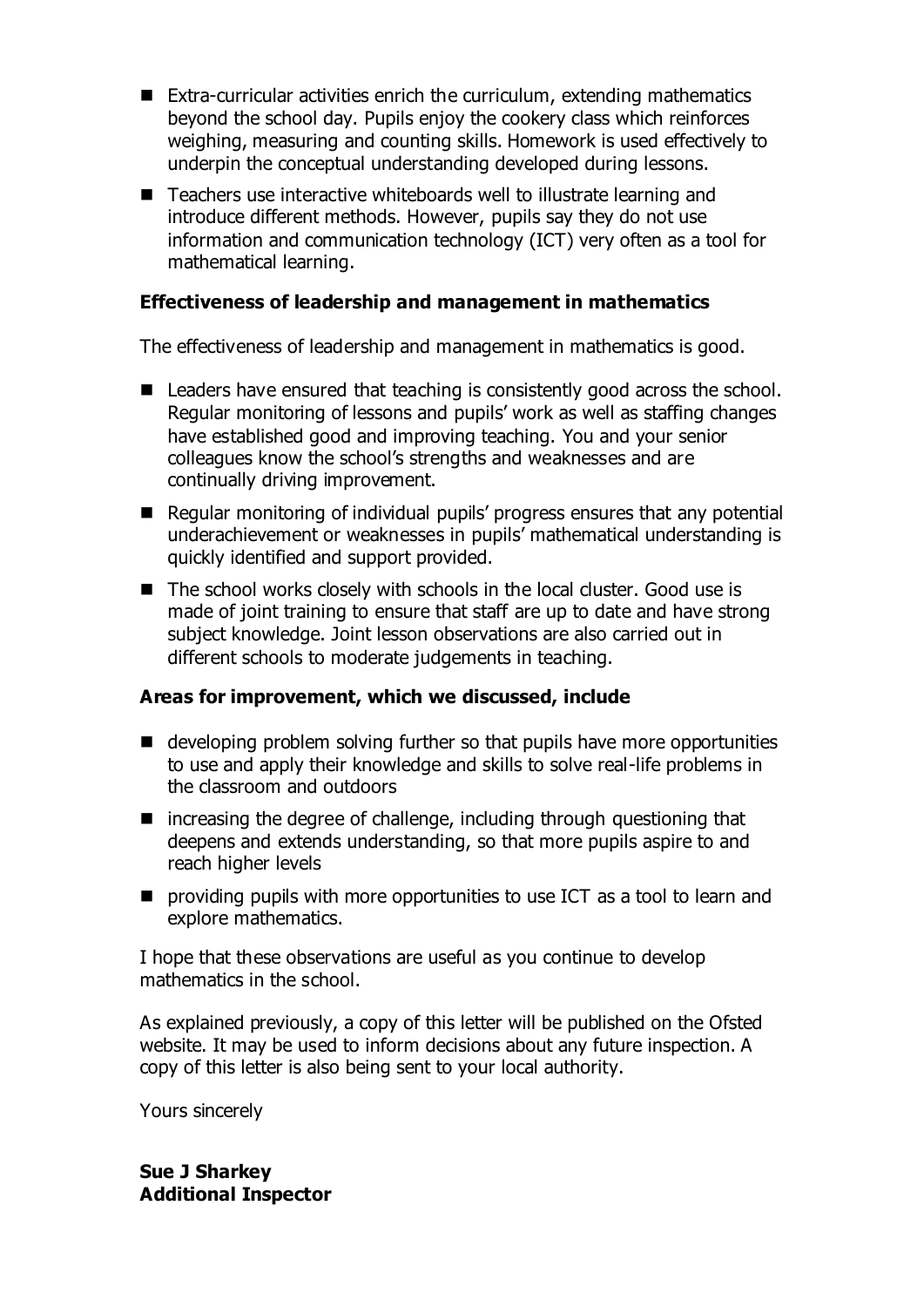- Extra-curricular activities enrich the curriculum, extending mathematics beyond the school day. Pupils enjoy the cookery class which reinforces weighing, measuring and counting skills. Homework is used effectively to underpin the conceptual understanding developed during lessons.
- Teachers use interactive whiteboards well to illustrate learning and introduce different methods. However, pupils say they do not use information and communication technology (ICT) very often as a tool for mathematical learning.

**Effectiveness of leadership and management in mathematics**

The effectiveness of leadership and management in mathematics is good.

- Leaders have ensured that teaching is consistently good across the school. Regular monitoring of lessons and pupils' work as well as staffing changes have established good and improving teaching. You and your senior colleagues know the school's strengths and weaknesses and are continually driving improvement.
- Regular monitoring of individual pupils' progress ensures that any potential underachievement or weaknesses in pupils' mathematical understanding is quickly identified and support provided.
- The school works closely with schools in the local cluster. Good use is made of joint training to ensure that staff are up to date and have strong subject knowledge. Joint lesson observations are also carried out in different schools to moderate judgements in teaching.

**Areas for improvement, which we discussed, include**

- developing problem solving further so that pupils have more opportunities to use and apply their knowledge and skills to solve real-life problems in the classroom and outdoors
- increasing the degree of challenge, including through questioning that deepens and extends understanding, so that more pupils aspire to and reach higher levels
- providing pupils with more opportunities to use ICT as a tool to learn and explore mathematics.

I hope that these observations are useful as you continue to develop mathematics in the school.

As explained previously, a copy of this letter will be published on the Ofsted website. It may be used to inform decisions about any future inspection. A copy of this letter is also being sent to your local authority.

Yours sincerely

**Sue J Sharkey**
**Additional Inspector**